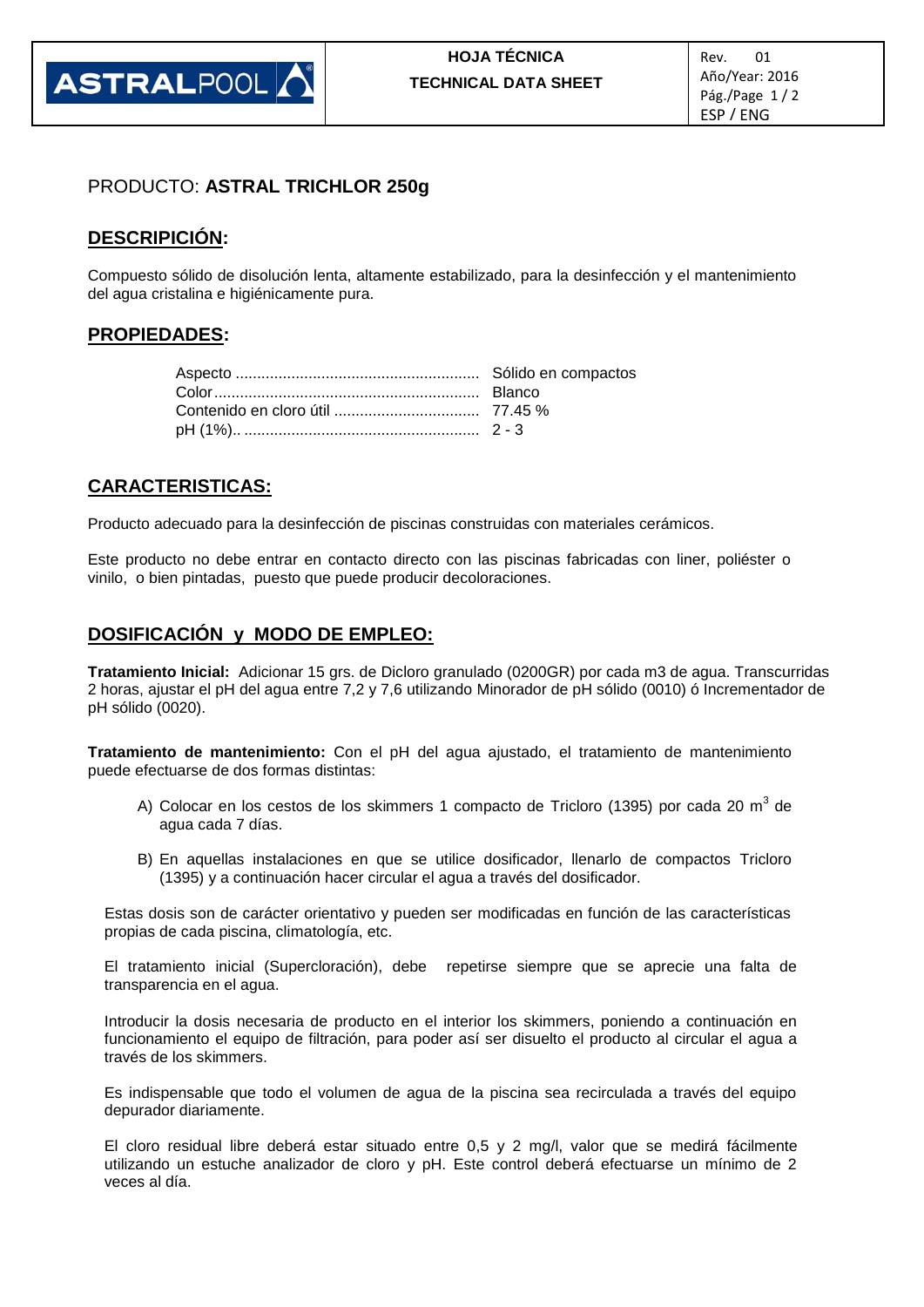PRODUCTO: **ASTRAL TRICHLOR 250g**

## DESCRIPICIÓN:

Compuesto sólido de disolución lenta, altamente estabilizado, para la desinfección y el mantenimiento del agua cristalina e higiénicamente pura.

## PROPIEDADES:

| | |
|---|---|
| Aspecto | Sólido en compactos |
| Color | Blanco |
| Contenido en cloro útil | 77.45 % |
| pH (1%).. | 2 - 3 |

## CARACTERISTICAS:

Producto adecuado para la desinfección de piscinas construidas con materiales cerámicos.

Este producto no debe entrar en contacto directo con las piscinas fabricadas con liner, poliéster o vinilo, o bien pintadas, puesto que puede producir decoloraciones.

## DOSIFICACIÓN y MODO DE EMPLEO:

**Tratamiento Inicial:** Adicionar 15 grs. de Dicloro granulado (0200GR) por cada m3 de agua. Transcurridas 2 horas, ajustar el pH del agua entre 7,2 y 7,6 utilizando Minorador de pH sólido (0010) ó Incrementador de pH sólido (0020).

**Tratamiento de mantenimiento:** Con el pH del agua ajustado, el tratamiento de mantenimiento puede efectuarse de dos formas distintas:

A) Colocar en los cestos de los skimmers 1 compacto de Tricloro (1395) por cada 20 $m^3$ de agua cada 7 días.

B) En aquellas instalaciones en que se utilice dosificador, llenarlo de compactos Tricloro (1395) y a continuación hacer circular el agua a través del dosificador.

Estas dosis son de carácter orientativo y pueden ser modificadas en función de las características propias de cada piscina, climatología, etc.

El tratamiento inicial (Supercloración), debe repetirse siempre que se aprecie una falta de transparencia en el agua.

Introducir la dosis necesaria de producto en el interior los skimmers, poniendo a continuación en funcionamiento el equipo de filtración, para poder así ser disuelto el producto al circular el agua a través de los skimmers.

Es indispensable que todo el volumen de agua de la piscina sea recirculada a través del equipo depurador diariamente.

El cloro residual libre deberá estar situado entre 0,5 y 2 mg/l, valor que se medirá fácilmente utilizando un estuche analizador de cloro y pH. Este control deberá efectuarse un mínimo de 2 veces al día.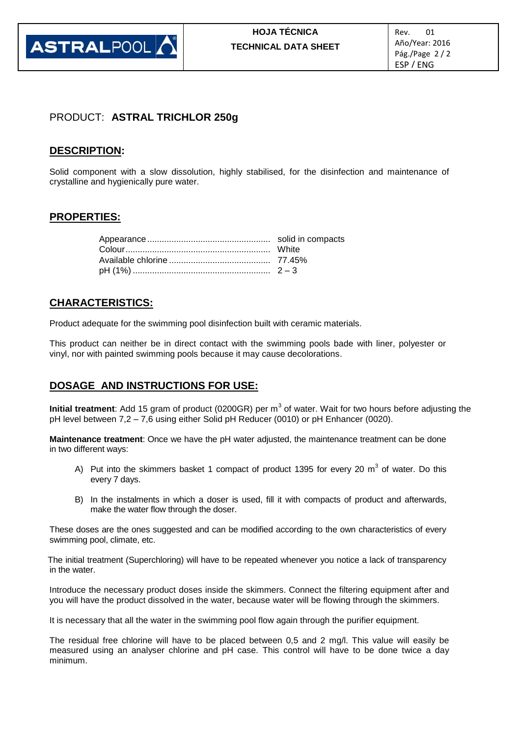PRODUCT: **ASTRAL TRICHLOR 250g**

## DESCRIPTION:

Solid component with a slow dissolution, highly stabilised, for the disinfection and maintenance of crystalline and hygienically pure water.

## PROPERTIES:

| | |
|---|---|
| Appearance | solid in compacts |
| Colour | White |
| Available chlorine | 77.45% |
| pH (1%) | 2 – 3 |

## CHARACTERISTICS:

Product adequate for the swimming pool disinfection built with ceramic materials.

This product can neither be in direct contact with the swimming pools bade with liner, polyester or vinyl, nor with painted swimming pools because it may cause decolorations.

## DOSAGE AND INSTRUCTIONS FOR USE:

**Initial treatment**: Add 15 gram of product (0200GR) per $m^3$ of water. Wait for two hours before adjusting the pH level between 7,2 – 7,6 using either Solid pH Reducer (0010) or pH Enhancer (0020).

**Maintenance treatment**: Once we have the pH water adjusted, the maintenance treatment can be done in two different ways:

A) Put into the skimmers basket 1 compact of product 1395 for every 20 $m^3$ of water. Do this every 7 days.

B) In the instalments in which a doser is used, fill it with compacts of product and afterwards, make the water flow through the doser.

These doses are the ones suggested and can be modified according to the own characteristics of every swimming pool, climate, etc.

The initial treatment (Superchloring) will have to be repeated whenever you notice a lack of transparency in the water.

Introduce the necessary product doses inside the skimmers. Connect the filtering equipment after and you will have the product dissolved in the water, because water will be flowing through the skimmers.

It is necessary that all the water in the swimming pool flow again through the purifier equipment.

The residual free chlorine will have to be placed between 0,5 and 2 mg/l. This value will easily be measured using an analyser chlorine and pH case. This control will have to be done twice a day minimum.